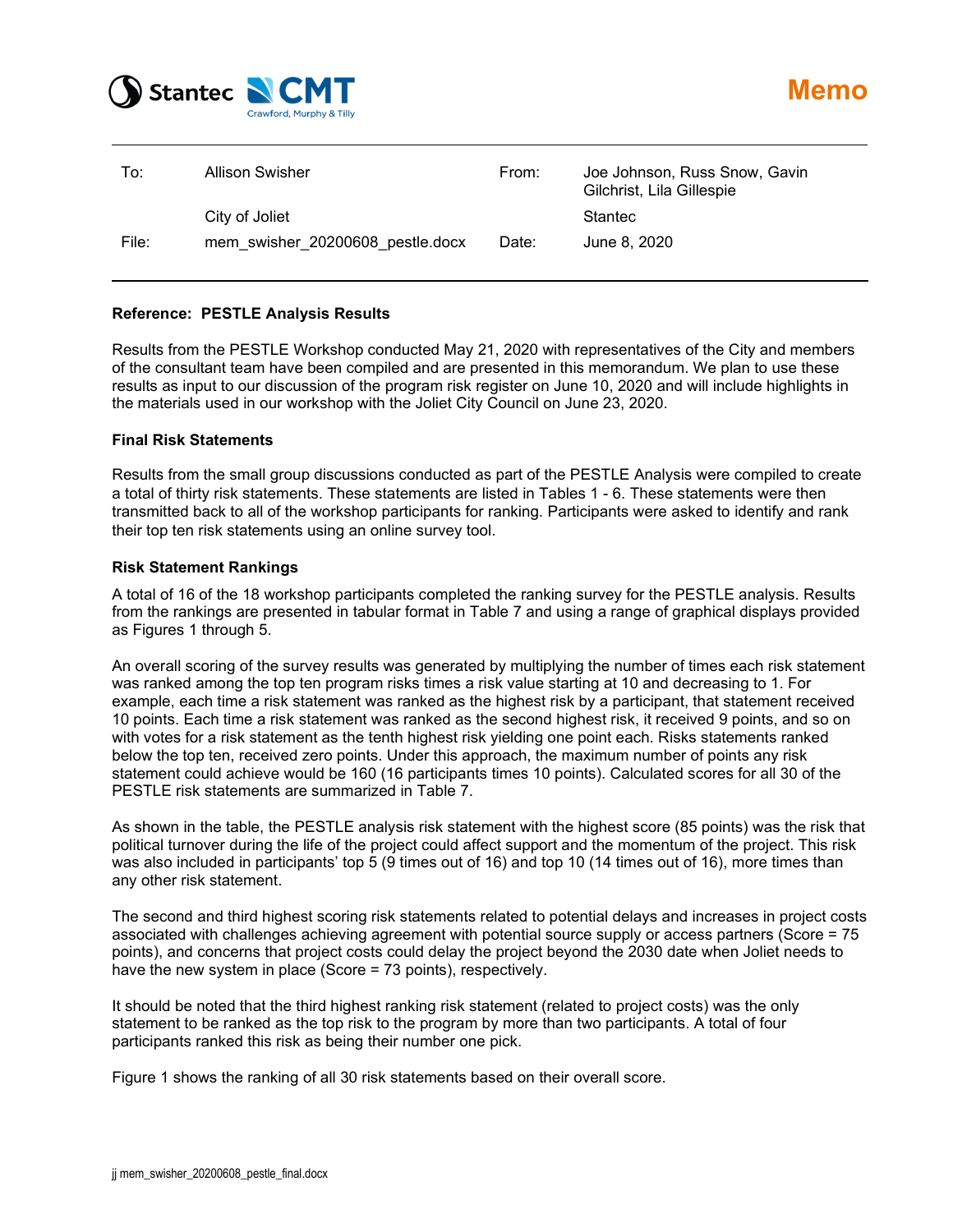# Memo

| To: | Allison Swisher | From: | Joe Johnson, Russ Snow, Gavin Gilchrist, Lila Gillespie |
|---|---|---|---|
| | City of Joliet | | Stantec |
| File: | mem_swisher_20200608_pestle.docx | Date: | June 8, 2020 |

**Reference: PESTLE Analysis Results**

Results from the PESTLE Workshop conducted May 21, 2020 with representatives of the City and members of the consultant team have been compiled and are presented in this memorandum. We plan to use these results as input to our discussion of the program risk register on June 10, 2020 and will include highlights in the materials used in our workshop with the Joliet City Council on June 23, 2020.

**Final Risk Statements**

Results from the small group discussions conducted as part of the PESTLE Analysis were compiled to create a total of thirty risk statements. These statements are listed in Tables 1 - 6. These statements were then transmitted back to all of the workshop participants for ranking. Participants were asked to identify and rank their top ten risk statements using an online survey tool.

**Risk Statement Rankings**

A total of 16 of the 18 workshop participants completed the ranking survey for the PESTLE analysis. Results from the rankings are presented in tabular format in Table 7 and using a range of graphical displays provided as Figures 1 through 5.

An overall scoring of the survey results was generated by multiplying the number of times each risk statement was ranked among the top ten program risks times a risk value starting at 10 and decreasing to 1. For example, each time a risk statement was ranked as the highest risk by a participant, that statement received 10 points. Each time a risk statement was ranked as the second highest risk, it received 9 points, and so on with votes for a risk statement as the tenth highest risk yielding one point each. Risks statements ranked below the top ten, received zero points. Under this approach, the maximum number of points any risk statement could achieve would be 160 (16 participants times 10 points). Calculated scores for all 30 of the PESTLE risk statements are summarized in Table 7.

As shown in the table, the PESTLE analysis risk statement with the highest score (85 points) was the risk that political turnover during the life of the project could affect support and the momentum of the project. This risk was also included in participants' top 5 (9 times out of 16) and top 10 (14 times out of 16), more times than any other risk statement.

The second and third highest scoring risk statements related to potential delays and increases in project costs associated with challenges achieving agreement with potential source supply or access partners (Score = 75 points), and concerns that project costs could delay the project beyond the 2030 date when Joliet needs to have the new system in place (Score = 73 points), respectively.

It should be noted that the third highest ranking risk statement (related to project costs) was the only statement to be ranked as the top risk to the program by more than two participants. A total of four participants ranked this risk as being their number one pick.

Figure 1 shows the ranking of all 30 risk statements based on their overall score.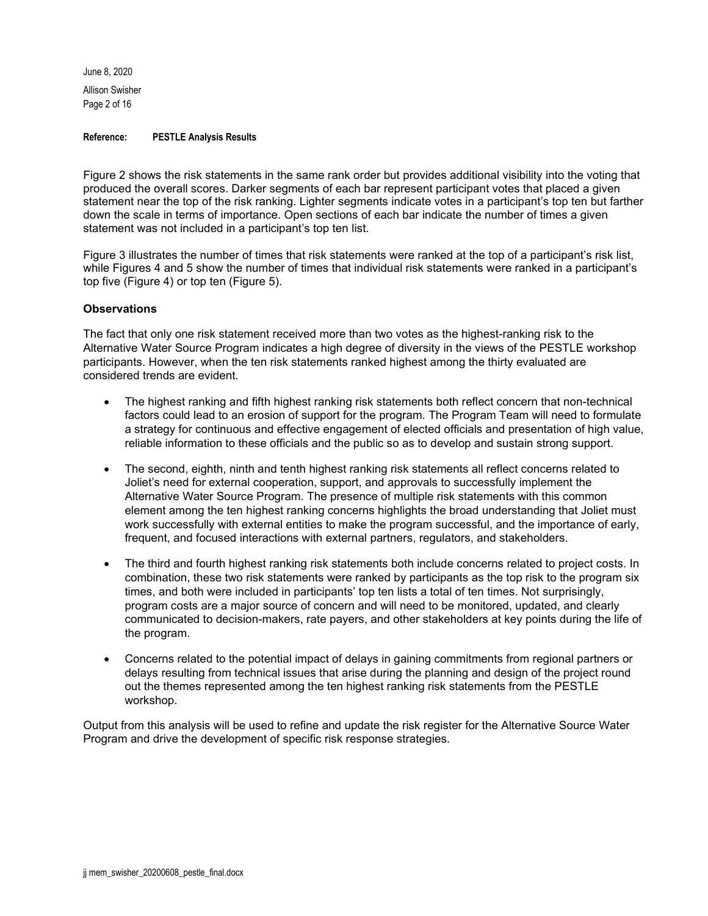Figure 2 shows the risk statements in the same rank order but provides additional visibility into the voting that produced the overall scores. Darker segments of each bar represent participant votes that placed a given statement near the top of the risk ranking. Lighter segments indicate votes in a participant's top ten but farther down the scale in terms of importance. Open sections of each bar indicate the number of times a given statement was not included in a participant's top ten list.

Figure 3 illustrates the number of times that risk statements were ranked at the top of a participant's risk list, while Figures 4 and 5 show the number of times that individual risk statements were ranked in a participant's top five (Figure 4) or top ten (Figure 5).

### Observations

The fact that only one risk statement received more than two votes as the highest-ranking risk to the Alternative Water Source Program indicates a high degree of diversity in the views of the PESTLE workshop participants. However, when the ten risk statements ranked highest among the thirty evaluated are considered trends are evident.

- The highest ranking and fifth highest ranking risk statements both reflect concern that non-technical factors could lead to an erosion of support for the program. The Program Team will need to formulate a strategy for continuous and effective engagement of elected officials and presentation of high value, reliable information to these officials and the public so as to develop and sustain strong support.
- The second, eighth, ninth and tenth highest ranking risk statements all reflect concerns related to Joliet's need for external cooperation, support, and approvals to successfully implement the Alternative Water Source Program. The presence of multiple risk statements with this common element among the ten highest ranking concerns highlights the broad understanding that Joliet must work successfully with external entities to make the program successful, and the importance of early, frequent, and focused interactions with external partners, regulators, and stakeholders.
- The third and fourth highest ranking risk statements both include concerns related to project costs. In combination, these two risk statements were ranked by participants as the top risk to the program six times, and both were included in participants' top ten lists a total of ten times. Not surprisingly, program costs are a major source of concern and will need to be monitored, updated, and clearly communicated to decision-makers, rate payers, and other stakeholders at key points during the life of the program.
- Concerns related to the potential impact of delays in gaining commitments from regional partners or delays resulting from technical issues that arise during the planning and design of the project round out the themes represented among the ten highest ranking risk statements from the PESTLE workshop.

Output from this analysis will be used to refine and update the risk register for the Alternative Source Water Program and drive the development of specific risk response strategies.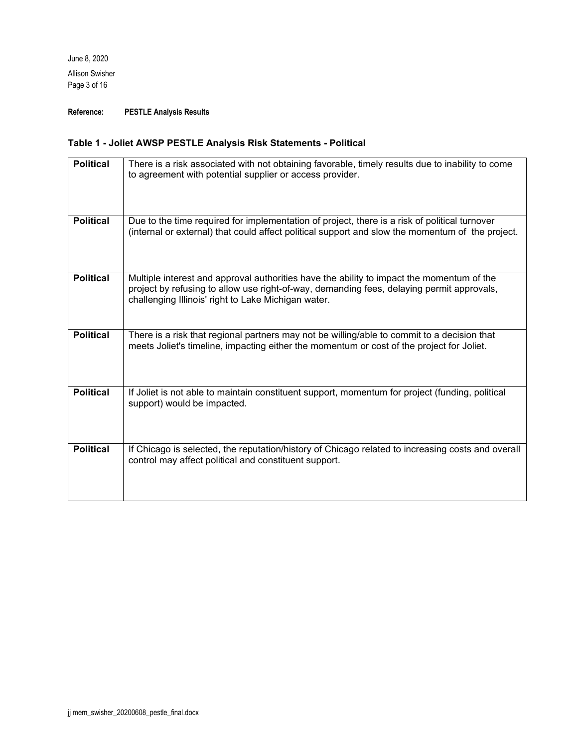**Reference: PESTLE Analysis Results**

**Table 1 - Joliet AWSP PESTLE Analysis Risk Statements - Political**

| | |
|---|---|
| **Political** | There is a risk associated with not obtaining favorable, timely results due to inability to come to agreement with potential supplier or access provider. |
| **Political** | Due to the time required for implementation of project, there is a risk of political turnover (internal or external) that could affect political support and slow the momentum of the project. |
| **Political** | Multiple interest and approval authorities have the ability to impact the momentum of the project by refusing to allow use right-of-way, demanding fees, delaying permit approvals, challenging Illinois' right to Lake Michigan water. |
| **Political** | There is a risk that regional partners may not be willing/able to commit to a decision that meets Joliet's timeline, impacting either the momentum or cost of the project for Joliet. |
| **Political** | If Joliet is not able to maintain constituent support, momentum for project (funding, political support) would be impacted. |
| **Political** | If Chicago is selected, the reputation/history of Chicago related to increasing costs and overall control may affect political and constituent support. |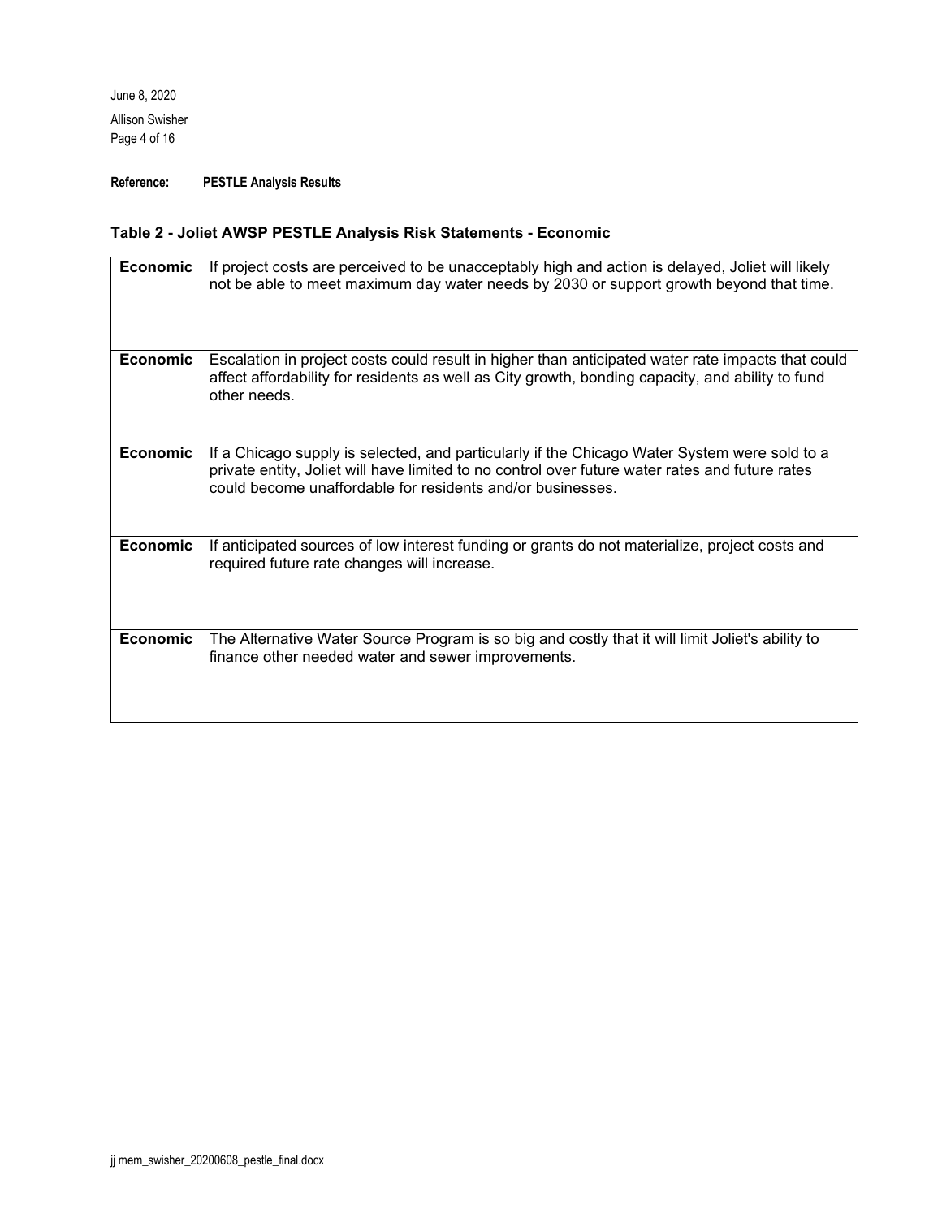**Reference: PESTLE Analysis Results**

**Table 2 - Joliet AWSP PESTLE Analysis Risk Statements - Economic**

| | |
|---|---|
| **Economic** | If project costs are perceived to be unacceptably high and action is delayed, Joliet will likely not be able to meet maximum day water needs by 2030 or support growth beyond that time. |
| **Economic** | Escalation in project costs could result in higher than anticipated water rate impacts that could affect affordability for residents as well as City growth, bonding capacity, and ability to fund other needs. |
| **Economic** | If a Chicago supply is selected, and particularly if the Chicago Water System were sold to a private entity, Joliet will have limited to no control over future water rates and future rates could become unaffordable for residents and/or businesses. |
| **Economic** | If anticipated sources of low interest funding or grants do not materialize, project costs and required future rate changes will increase. |
| **Economic** | The Alternative Water Source Program is so big and costly that it will limit Joliet's ability to finance other needed water and sewer improvements. |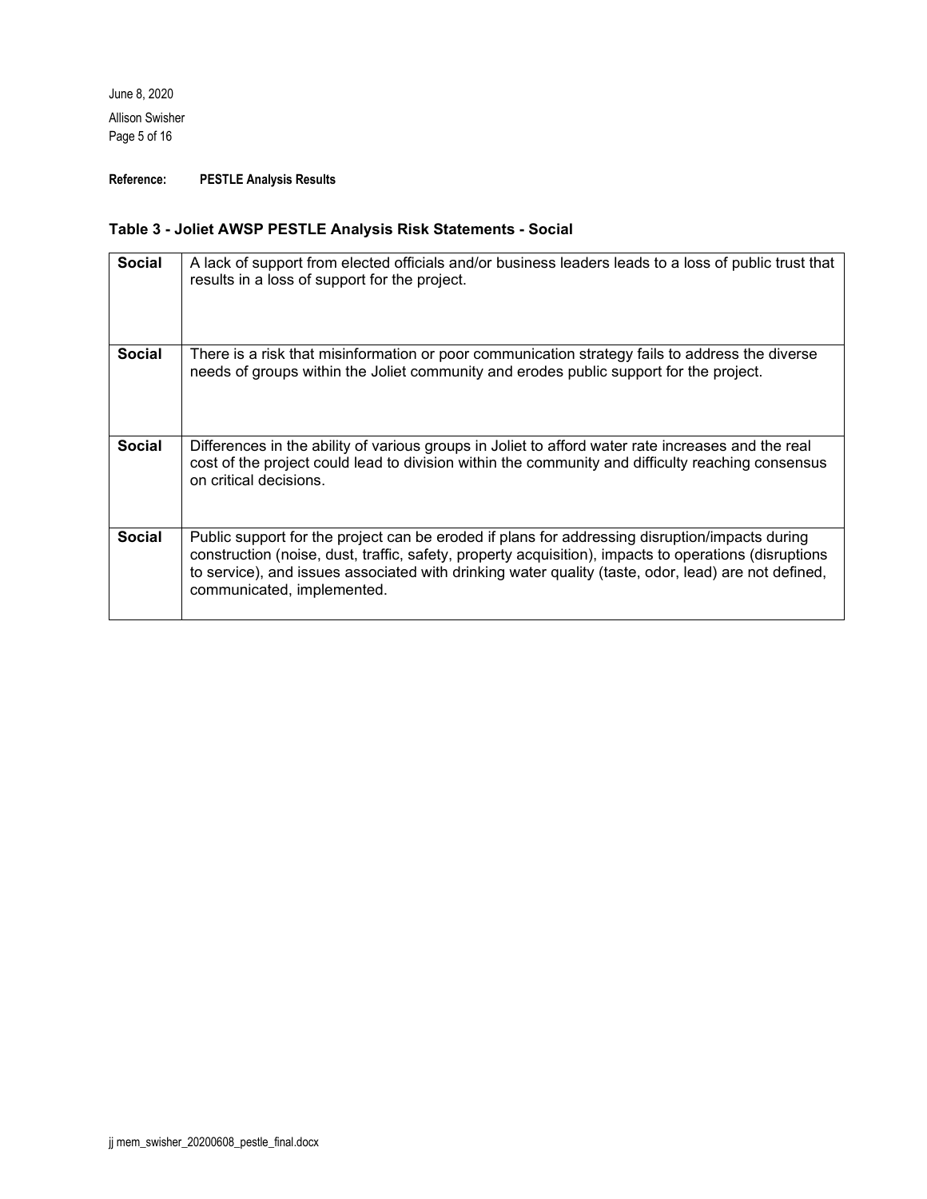**Reference: PESTLE Analysis Results**

### Table 3 - Joliet AWSP PESTLE Analysis Risk Statements - Social

| | |
|---|---|
| **Social** | A lack of support from elected officials and/or business leaders leads to a loss of public trust that results in a loss of support for the project. |
| **Social** | There is a risk that misinformation or poor communication strategy fails to address the diverse needs of groups within the Joliet community and erodes public support for the project. |
| **Social** | Differences in the ability of various groups in Joliet to afford water rate increases and the real cost of the project could lead to division within the community and difficulty reaching consensus on critical decisions. |
| **Social** | Public support for the project can be eroded if plans for addressing disruption/impacts during construction (noise, dust, traffic, safety, property acquisition), impacts to operations (disruptions to service), and issues associated with drinking water quality (taste, odor, lead) are not defined, communicated, implemented. |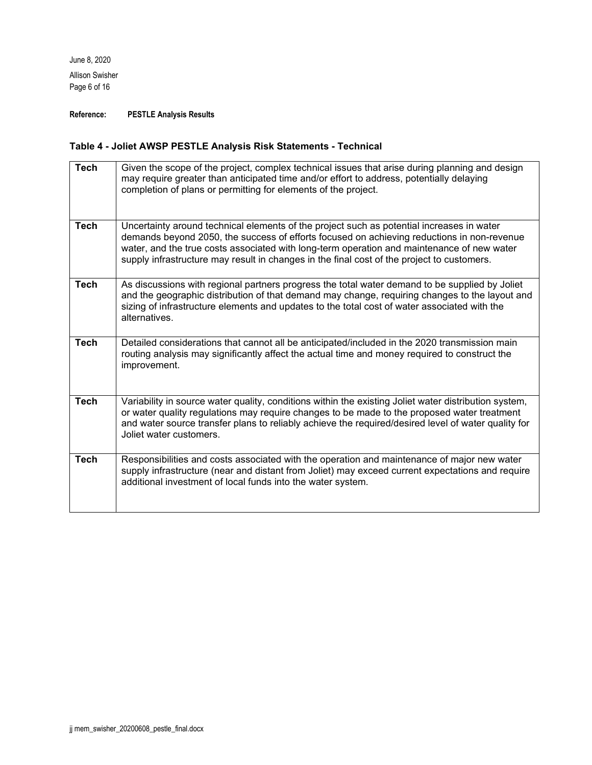**Reference: PESTLE Analysis Results**

**Table 4 - Joliet AWSP PESTLE Analysis Risk Statements - Technical**

| | |
|---|---|
| **Tech** | Given the scope of the project, complex technical issues that arise during planning and design may require greater than anticipated time and/or effort to address, potentially delaying completion of plans or permitting for elements of the project. |
| **Tech** | Uncertainty around technical elements of the project such as potential increases in water demands beyond 2050, the success of efforts focused on achieving reductions in non-revenue water, and the true costs associated with long-term operation and maintenance of new water supply infrastructure may result in changes in the final cost of the project to customers. |
| **Tech** | As discussions with regional partners progress the total water demand to be supplied by Joliet and the geographic distribution of that demand may change, requiring changes to the layout and sizing of infrastructure elements and updates to the total cost of water associated with the alternatives. |
| **Tech** | Detailed considerations that cannot all be anticipated/included in the 2020 transmission main routing analysis may significantly affect the actual time and money required to construct the improvement. |
| **Tech** | Variability in source water quality, conditions within the existing Joliet water distribution system, or water quality regulations may require changes to be made to the proposed water treatment and water source transfer plans to reliably achieve the required/desired level of water quality for Joliet water customers. |
| **Tech** | Responsibilities and costs associated with the operation and maintenance of major new water supply infrastructure (near and distant from Joliet) may exceed current expectations and require additional investment of local funds into the water system. |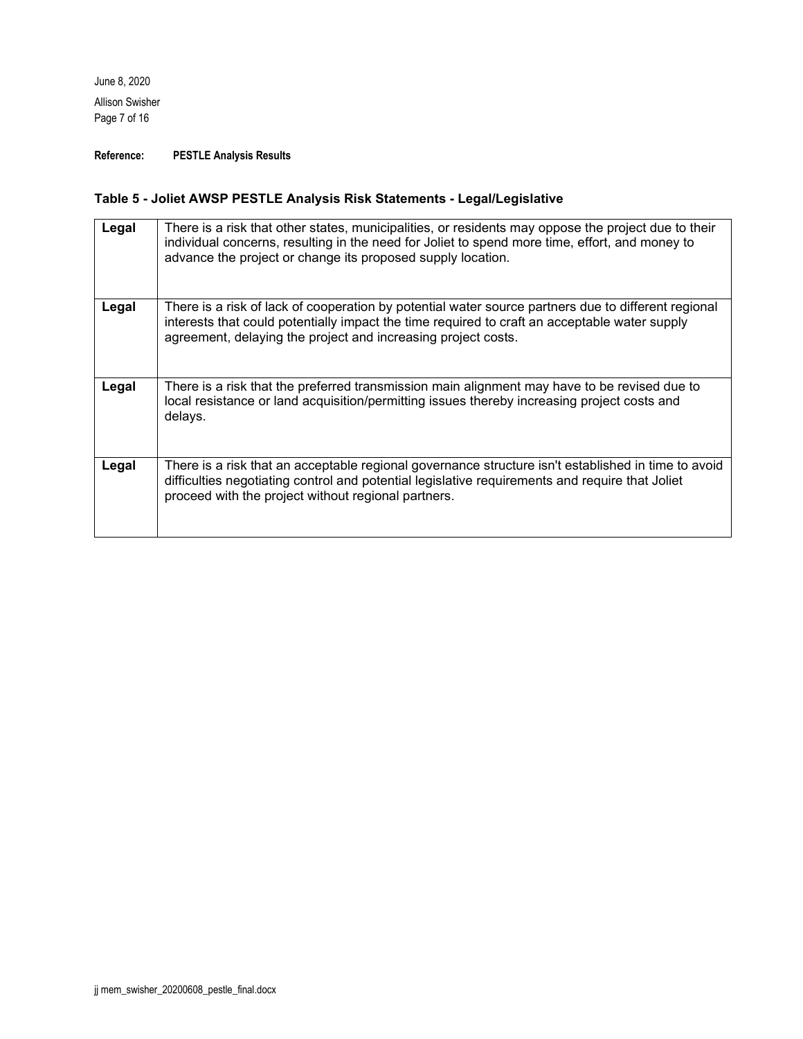**Reference: PESTLE Analysis Results**

### Table 5 - Joliet AWSP PESTLE Analysis Risk Statements - Legal/Legislative

| | |
|---|---|
| **Legal** | There is a risk that other states, municipalities, or residents may oppose the project due to their individual concerns, resulting in the need for Joliet to spend more time, effort, and money to advance the project or change its proposed supply location. |
| **Legal** | There is a risk of lack of cooperation by potential water source partners due to different regional interests that could potentially impact the time required to craft an acceptable water supply agreement, delaying the project and increasing project costs. |
| **Legal** | There is a risk that the preferred transmission main alignment may have to be revised due to local resistance or land acquisition/permitting issues thereby increasing project costs and delays. |
| **Legal** | There is a risk that an acceptable regional governance structure isn't established in time to avoid difficulties negotiating control and potential legislative requirements and require that Joliet proceed with the project without regional partners. |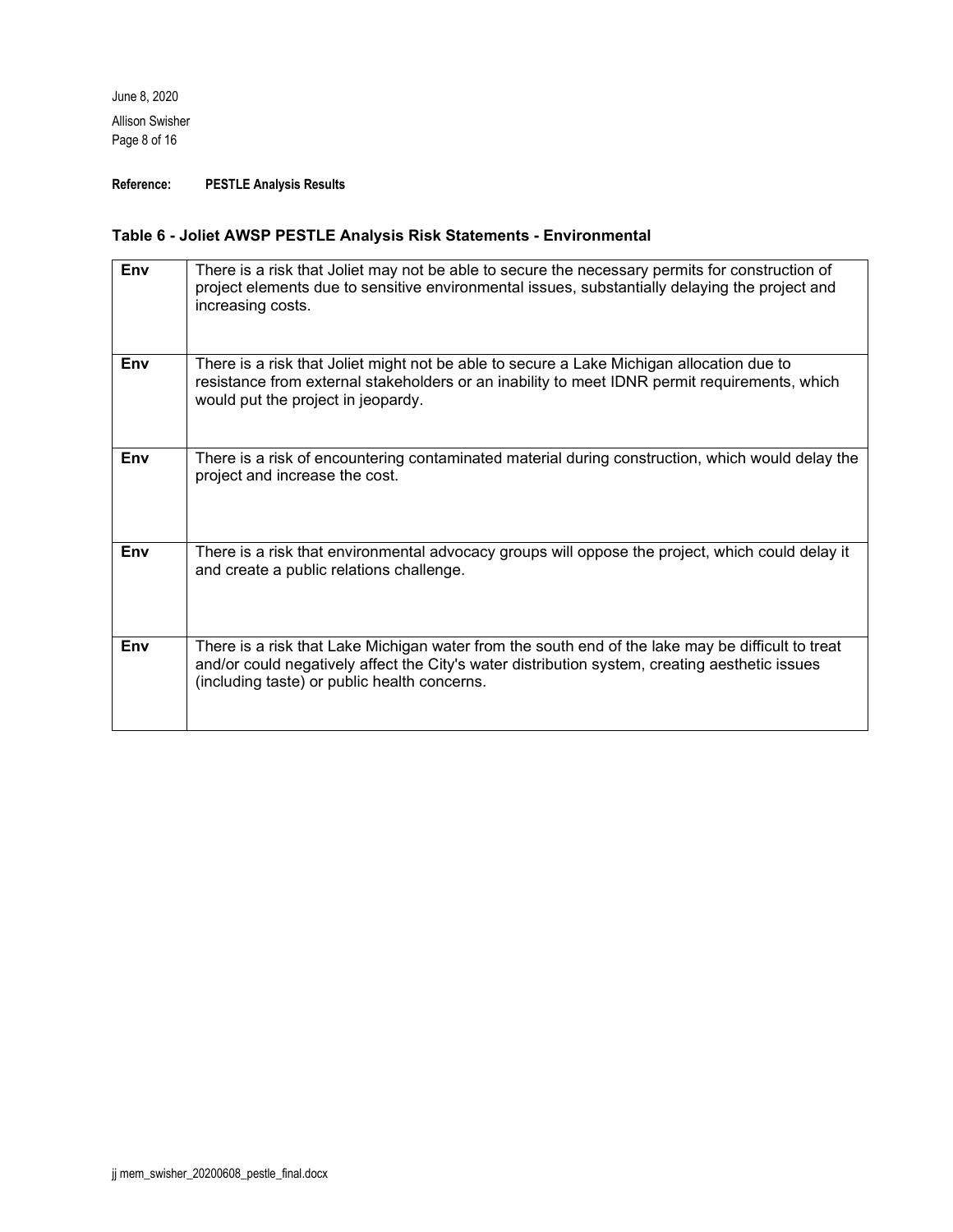**Reference: PESTLE Analysis Results**

**Table 6 - Joliet AWSP PESTLE Analysis Risk Statements - Environmental**

| | |
|---|---|
| **Env** | There is a risk that Joliet may not be able to secure the necessary permits for construction of project elements due to sensitive environmental issues, substantially delaying the project and increasing costs. |
| **Env** | There is a risk that Joliet might not be able to secure a Lake Michigan allocation due to resistance from external stakeholders or an inability to meet IDNR permit requirements, which would put the project in jeopardy. |
| **Env** | There is a risk of encountering contaminated material during construction, which would delay the project and increase the cost. |
| **Env** | There is a risk that environmental advocacy groups will oppose the project, which could delay it and create a public relations challenge. |
| **Env** | There is a risk that Lake Michigan water from the south end of the lake may be difficult to treat and/or could negatively affect the City's water distribution system, creating aesthetic issues (including taste) or public health concerns. |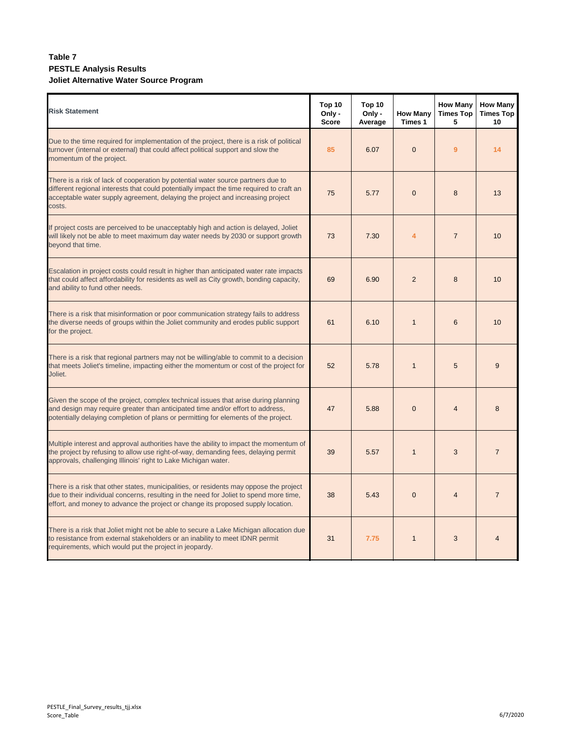**Table 7**
**PESTLE Analysis Results**
**Joliet Alternative Water Source Program**

| Risk Statement | Top 10 Only - Score | Top 10 Only - Average | How Many Times 1 | How Many Times Top 5 | How Many Times Top 10 |
|---|---|---|---|---|---|
| Due to the time required for implementation of the project, there is a risk of political turnover (internal or external) that could affect political support and slow the momentum of the project. | 85 | 6.07 | 0 | 9 | 14 |
| There is a risk of lack of cooperation by potential water source partners due to different regional interests that could potentially impact the time required to craft an acceptable water supply agreement, delaying the project and increasing project costs. | 75 | 5.77 | 0 | 8 | 13 |
| If project costs are perceived to be unacceptably high and action is delayed, Joliet will likely not be able to meet maximum day water needs by 2030 or support growth beyond that time. | 73 | 7.30 | 4 | 7 | 10 |
| Escalation in project costs could result in higher than anticipated water rate impacts that could affect affordability for residents as well as City growth, bonding capacity, and ability to fund other needs. | 69 | 6.90 | 2 | 8 | 10 |
| There is a risk that misinformation or poor communication strategy fails to address the diverse needs of groups within the Joliet community and erodes public support for the project. | 61 | 6.10 | 1 | 6 | 10 |
| There is a risk that regional partners may not be willing/able to commit to a decision that meets Joliet's timeline, impacting either the momentum or cost of the project for Joliet. | 52 | 5.78 | 1 | 5 | 9 |
| Given the scope of the project, complex technical issues that arise during planning and design may require greater than anticipated time and/or effort to address, potentially delaying completion of plans or permitting for elements of the project. | 47 | 5.88 | 0 | 4 | 8 |
| Multiple interest and approval authorities have the ability to impact the momentum of the project by refusing to allow use right-of-way, demanding fees, delaying permit approvals, challenging Illinois' right to Lake Michigan water. | 39 | 5.57 | 1 | 3 | 7 |
| There is a risk that other states, municipalities, or residents may oppose the project due to their individual concerns, resulting in the need for Joliet to spend more time, effort, and money to advance the project or change its proposed supply location. | 38 | 5.43 | 0 | 4 | 7 |
| There is a risk that Joliet might not be able to secure a Lake Michigan allocation due to resistance from external stakeholders or an inability to meet IDNR permit requirements, which would put the project in jeopardy. | 31 | 7.75 | 1 | 3 | 4 |

PESTLE_Final_Survey_results_tjj.xlsx
Score_Table

6/7/2020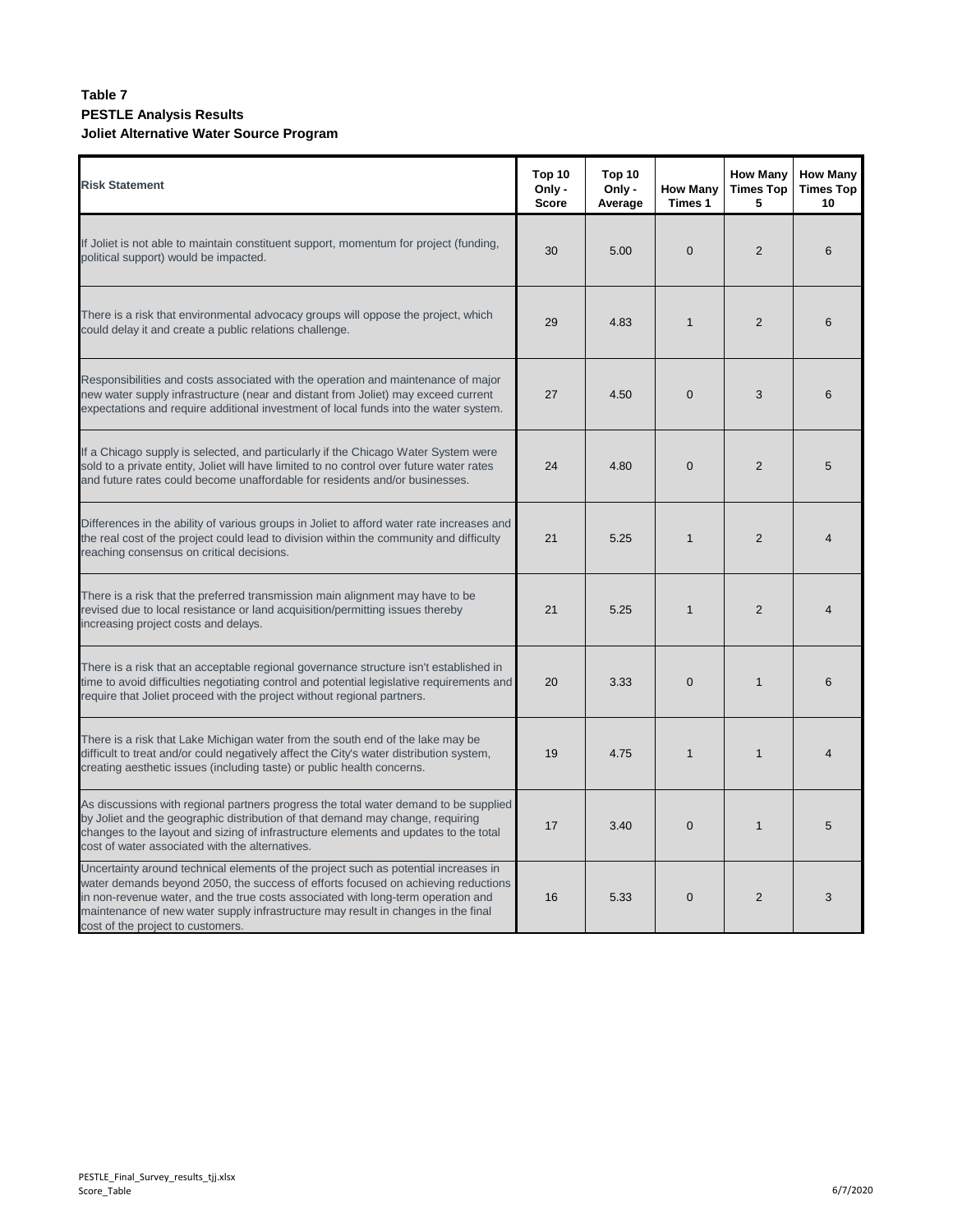**Table 7**
**PESTLE Analysis Results**
**Joliet Alternative Water Source Program**

| Risk Statement | Top 10 Only - Score | Top 10 Only - Average | How Many Times 1 | How Many Times Top 5 | How Many Times Top 10 |
|---|---|---|---|---|---|
| If Joliet is not able to maintain constituent support, momentum for project (funding, political support) would be impacted. | 30 | 5.00 | 0 | 2 | 6 |
| There is a risk that environmental advocacy groups will oppose the project, which could delay it and create a public relations challenge. | 29 | 4.83 | 1 | 2 | 6 |
| Responsibilities and costs associated with the operation and maintenance of major new water supply infrastructure (near and distant from Joliet) may exceed current expectations and require additional investment of local funds into the water system. | 27 | 4.50 | 0 | 3 | 6 |
| If a Chicago supply is selected, and particularly if the Chicago Water System were sold to a private entity, Joliet will have limited to no control over future water rates and future rates could become unaffordable for residents and/or businesses. | 24 | 4.80 | 0 | 2 | 5 |
| Differences in the ability of various groups in Joliet to afford water rate increases and the real cost of the project could lead to division within the community and difficulty reaching consensus on critical decisions. | 21 | 5.25 | 1 | 2 | 4 |
| There is a risk that the preferred transmission main alignment may have to be revised due to local resistance or land acquisition/permitting issues thereby increasing project costs and delays. | 21 | 5.25 | 1 | 2 | 4 |
| There is a risk that an acceptable regional governance structure isn't established in time to avoid difficulties negotiating control and potential legislative requirements and require that Joliet proceed with the project without regional partners. | 20 | 3.33 | 0 | 1 | 6 |
| There is a risk that Lake Michigan water from the south end of the lake may be difficult to treat and/or could negatively affect the City's water distribution system, creating aesthetic issues (including taste) or public health concerns. | 19 | 4.75 | 1 | 1 | 4 |
| As discussions with regional partners progress the total water demand to be supplied by Joliet and the geographic distribution of that demand may change, requiring changes to the layout and sizing of infrastructure elements and updates to the total cost of water associated with the alternatives. | 17 | 3.40 | 0 | 1 | 5 |
| Uncertainty around technical elements of the project such as potential increases in water demands beyond 2050, the success of efforts focused on achieving reductions in non-revenue water, and the true costs associated with long-term operation and maintenance of new water supply infrastructure may result in changes in the final cost of the project to customers. | 16 | 5.33 | 0 | 2 | 3 |

PESTLE_Final_Survey_results_tjj.xlsx
Score_Table

6/7/2020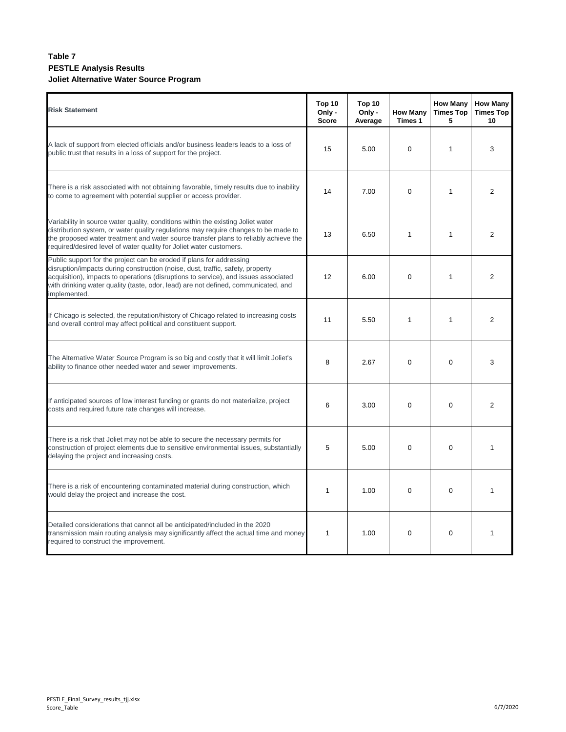**Table 7**
**PESTLE Analysis Results**
**Joliet Alternative Water Source Program**

| Risk Statement | Top 10 Only - Score | Top 10 Only - Average | How Many Times 1 | How Many Times Top 5 | How Many Times Top 10 |
|---|---|---|---|---|---|
| A lack of support from elected officials and/or business leaders leads to a loss of public trust that results in a loss of support for the project. | 15 | 5.00 | 0 | 1 | 3 |
| There is a risk associated with not obtaining favorable, timely results due to inability to come to agreement with potential supplier or access provider. | 14 | 7.00 | 0 | 1 | 2 |
| Variability in source water quality, conditions within the existing Joliet water distribution system, or water quality regulations may require changes to be made to the proposed water treatment and water source transfer plans to reliably achieve the required/desired level of water quality for Joliet water customers. | 13 | 6.50 | 1 | 1 | 2 |
| Public support for the project can be eroded if plans for addressing disruption/impacts during construction (noise, dust, traffic, safety, property acquisition), impacts to operations (disruptions to service), and issues associated with drinking water quality (taste, odor, lead) are not defined, communicated, and implemented. | 12 | 6.00 | 0 | 1 | 2 |
| If Chicago is selected, the reputation/history of Chicago related to increasing costs and overall control may affect political and constituent support. | 11 | 5.50 | 1 | 1 | 2 |
| The Alternative Water Source Program is so big and costly that it will limit Joliet's ability to finance other needed water and sewer improvements. | 8 | 2.67 | 0 | 0 | 3 |
| If anticipated sources of low interest funding or grants do not materialize, project costs and required future rate changes will increase. | 6 | 3.00 | 0 | 0 | 2 |
| There is a risk that Joliet may not be able to secure the necessary permits for construction of project elements due to sensitive environmental issues, substantially delaying the project and increasing costs. | 5 | 5.00 | 0 | 0 | 1 |
| There is a risk of encountering contaminated material during construction, which would delay the project and increase the cost. | 1 | 1.00 | 0 | 0 | 1 |
| Detailed considerations that cannot all be anticipated/included in the 2020 transmission main routing analysis may significantly affect the actual time and money required to construct the improvement. | 1 | 1.00 | 0 | 0 | 1 |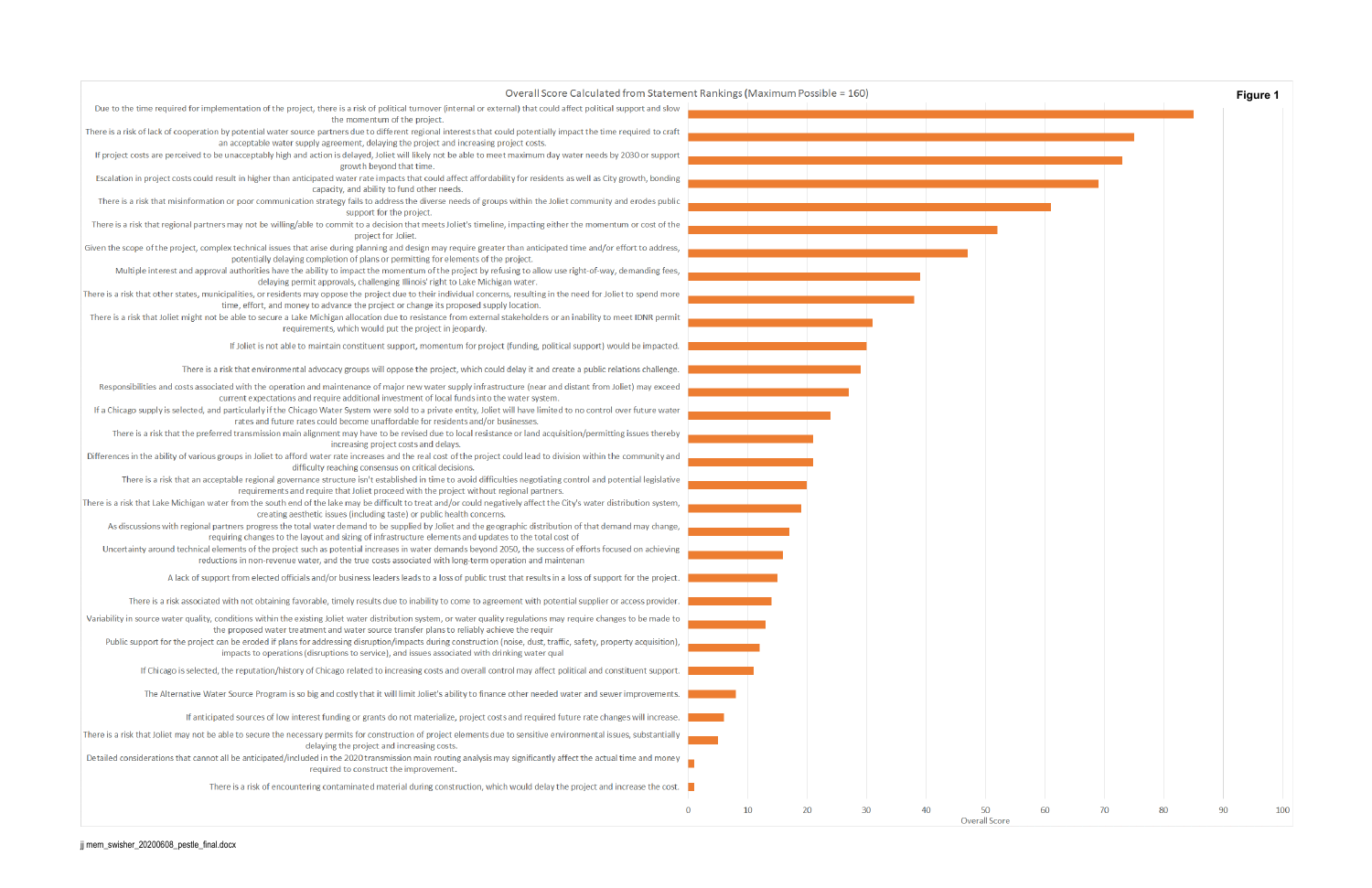**Figure 1**

## Overall Score Calculated from Statement Rankings (Maximum Possible = 160)

Statements, listed from highest to lowest overall score:

1. Due to the time required for implementation of the project, there is a risk of political turnover (internal or external) that could affect political support and slow the momentum of the project.
2. There is a risk of lack of cooperation by potential water source partners due to different regional interests that could potentially impact the time required to craft an acceptable water supply agreement, delaying the project and increasing project costs.
3. If project costs are perceived to be unacceptably high and action is delayed, Joliet will likely not be able to meet maximum day water needs by 2030 or support growth beyond that time.
4. Escalation in project costs could result in higher than anticipated water rate impacts that could affect affordability for residents as well as City growth, bonding capacity, and ability to fund other needs.
5. There is a risk that misinformation or poor communication strategy fails to address the diverse needs of groups within the Joliet community and erodes public support for the project.
6. There is a risk that regional partners may not be willing/able to commit to a decision that meets Joliet's timeline, impacting either the momentum or cost of the project for Joliet.
7. Given the scope of the project, complex technical issues that arise during planning and design may require greater than anticipated time and/or effort to address, potentially delaying completion of plans or permitting for elements of the project.
8. Multiple interest and approval authorities have the ability to impact the momentum of the project by refusing to allow use right-of-way, demanding fees, delaying permit approvals, challenging Illinois' right to Lake Michigan water.
9. There is a risk that other states, municipalities, or residents may oppose the project due to their individual concerns, resulting in the need for Joliet to spend more time, effort, and money to advance the project or change its proposed supply location.
10. There is a risk that Joliet might not be able to secure a Lake Michigan allocation due to resistance from external stakeholders or an inability to meet IDNR permit requirements, which would put the project in jeopardy.
11. If Joliet is not able to maintain constituent support, momentum for project (funding, political support) would be impacted.
12. There is a risk that environmental advocacy groups will oppose the project, which could delay it and create a public relations challenge.
13. Responsibilities and costs associated with the operation and maintenance of major new water supply infrastructure (near and distant from Joliet) may exceed current expectations and require additional investment of local funds into the water system.
14. If a Chicago supply is selected, and particularly if the Chicago Water System were sold to a private entity, Joliet will have limited to no control over future water rates and future rates could become unaffordable for residents and/or businesses.
15. There is a risk that the preferred transmission main alignment may have to be revised due to local resistance or land acquisition/permitting issues thereby increasing project costs and delays.
16. Differences in the ability of various groups in Joliet to afford water rate increases and the real cost of the project could lead to division within the community and difficulty reaching consensus on critical decisions.
17. There is a risk that an acceptable regional governance structure isn't established in time to avoid difficulties negotiating control and potential legislative requirements and require that Joliet proceed with the project without regional partners.
18. There is a risk that Lake Michigan water from the south end of the lake may be difficult to treat and/or could negatively affect the City's water distribution system, creating aesthetic issues (including taste) or public health concerns.
19. As discussions with regional partners progress the total water demand to be supplied by Joliet and the geographic distribution of that demand may change, requiring changes to the layout and sizing of infrastructure elements and updates to the total cost of
20. Uncertainty around technical elements of the project such as potential increases in water demands beyond 2050, the success of efforts focused on achieving reductions in non-revenue water, and the true costs associated with long-term operation and maintenan
21. A lack of support from elected officials and/or business leaders leads to a loss of public trust that results in a loss of support for the project.
22. There is a risk associated with not obtaining favorable, timely results due to inability to come to agreement with potential supplier or access provider.
23. Variability in source water quality, conditions within the existing Joliet water distribution system, or water quality regulations may require changes to be made to the proposed water treatment and water source transfer plans to reliably achieve the requir
24. Public support for the project can be eroded if plans for addressing disruption/impacts during construction (noise, dust, traffic, safety, property acquisition), impacts to operations (disruptions to service), and issues associated with drinking water qual
25. If Chicago is selected, the reputation/history of Chicago related to increasing costs and overall control may affect political and constituent support.
26. The Alternative Water Source Program is so big and costly that it will limit Joliet's ability to finance other needed water and sewer improvements.
27. If anticipated sources of low interest funding or grants do not materialize, project costs and required future rate changes will increase.
28. There is a risk that Joliet may not be able to secure the necessary permits for construction of project elements due to sensitive environmental issues, substantially delaying the project and increasing costs.
29. Detailed considerations that cannot all be anticipated/included in the 2020 transmission main routing analysis may significantly affect the actual time and money required to construct the improvement.
30. There is a risk of encountering contaminated material during construction, which would delay the project and increase the cost.

X-axis: Overall Score (0, 10, 20, 30, 40, 50, 60, 70, 80, 90, 100)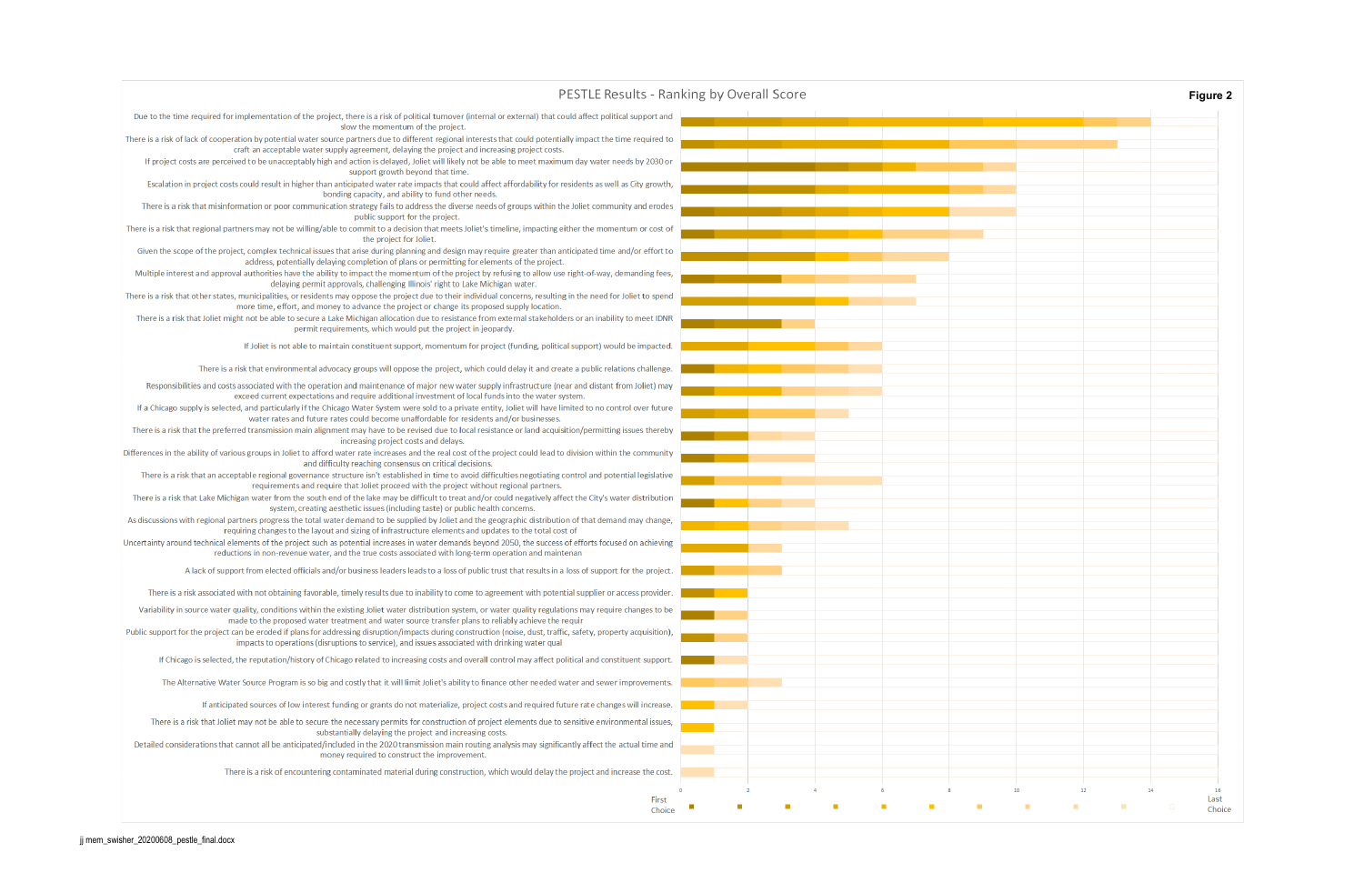**Figure 2**

## PESTLE Results - Ranking by Overall Score

- Due to the time required for implementation of the project, there is a risk of political turnover (internal or external) that could affect political support and slow the momentum of the project.
- There is a risk of lack of cooperation by potential water source partners due to different regional interests that could potentially impact the time required to craft an acceptable water supply agreement, delaying the project and increasing project costs.
- If project costs are perceived to be unacceptably high and action is delayed, Joliet will likely not be able to meet maximum day water needs by 2030 or support growth beyond that time.
- Escalation in project costs could result in higher than anticipated water rate impacts that could affect affordability for residents as well as City growth, bonding capacity, and ability to fund other needs.
- There is a risk that misinformation or poor communication strategy fails to address the diverse needs of groups within the Joliet community and erodes public support for the project.
- There is a risk that regional partners may not be willing/able to commit to a decision that meets Joliet's timeline, impacting either the momentum or cost of the project for Joliet.
- Given the scope of the project, complex technical issues that arise during planning and design may require greater than anticipated time and/or effort to address, potentially delaying completion of plans or permitting for elements of the project.
- Multiple interest and approval authorities have the ability to impact the momentum of the project by refusing to allow use right-of-way, demanding fees, delaying permit approvals, challenging Illinois' right to Lake Michigan water.
- There is a risk that other states, municipalities, or residents may oppose the project due to their individual concerns, resulting in the need for Joliet to spend more time, effort, and money to advance the project or change its proposed supply location.
- There is a risk that Joliet might not be able to secure a Lake Michigan allocation due to resistance from external stakeholders or an inability to meet IDNR permit requirements, which would put the project in jeopardy.
- If Joliet is not able to maintain constituent support, momentum for project (funding, political support) would be impacted.
- There is a risk that environmental advocacy groups will oppose the project, which could delay it and create a public relations challenge.
- Responsibilities and costs associated with the operation and maintenance of major new water supply infrastructure (near and distant from Joliet) may exceed current expectations and require additional investment of local funds into the water system.
- If a Chicago supply is selected, and particularly if the Chicago Water System were sold to a private entity, Joliet will have limited to no control over future water rates and future rates could become unaffordable for residents and/or businesses.
- There is a risk that the preferred transmission main alignment may have to be revised due to local resistance or land acquisition/permitting issues thereby increasing project costs and delays.
- Differences in the ability of various groups in Joliet to afford water rate increases and the real cost of the project could lead to division within the community and difficulty reaching consensus on critical decisions.
- There is a risk that an acceptable regional governance structure isn't established in time to avoid difficulties negotiating control and potential legislative requirements and require that Joliet proceed with the project without regional partners.
- There is a risk that Lake Michigan water from the south end of the lake may be difficult to treat and/or could negatively affect the City's water distribution system, creating aesthetic issues (including taste) or public health concerns.
- As discussions with regional partners progress the total water demand to be supplied by Joliet and the geographic distribution of that demand may change, requiring changes to the layout and sizing of infrastructure elements and updates to the total cost of
- Uncertainty around technical elements of the project such as potential increases in water demands beyond 2050, the success of efforts focused on achieving reductions in non-revenue water, and the true costs associated with long-term operation and maintenan
- A lack of support from elected officials and/or business leaders leads to a loss of public trust that results in a loss of support for the project.
- There is a risk associated with not obtaining favorable, timely results due to inability to come to agreement with potential supplier or access provider.
- Variability in source water quality, conditions within the existing Joliet water distribution system, or water quality regulations may require changes to be made to the proposed water treatment and water source transfer plans to reliably achieve the requir
- Public support for the project can be eroded if plans for addressing disruption/impacts during construction (noise, dust, traffic, safety, property acquisition), impacts to operations (disruptions to service), and issues associated with drinking water qual
- If Chicago is selected, the reputation/history of Chicago related to increasing costs and overall control may affect political and constituent support.
- The Alternative Water Source Program is so big and costly that it will limit Joliet's ability to finance other needed water and sewer improvements.
- If anticipated sources of low interest funding or grants do not materialize, project costs and required future rate changes will increase.
- There is a risk that Joliet may not be able to secure the necessary permits for construction of project elements due to sensitive environmental issues, substantially delaying the project and increasing costs.
- Detailed considerations that cannot all be anticipated/included in the 2020 transmission main routing analysis may significantly affect the actual time and money required to construct the improvement.
- There is a risk of encountering contaminated material during construction, which would delay the project and increase the cost.

Axis: 0, 2, 4, 6, 8, 10, 12, 14, 16

Legend: First Choice … Last Choice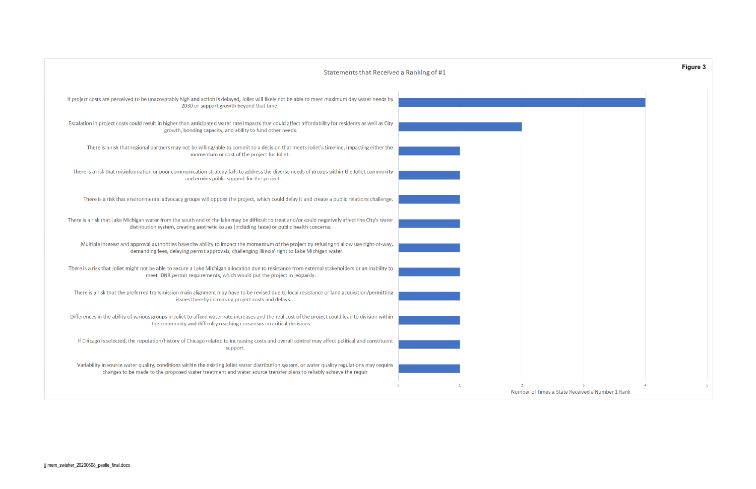**Figure 3**

Statements that Received a Ranking of #1

| Statement | Number of Times a State Received a Number 1 Rank |
| --- | --- |
| If project costs are perceived to be unacceptably high and action is delayed, Joliet will likely not be able to meet maximum day water needs by 2030 or support growth beyond that time. | 4 |
| Escalation in project costs could result in higher than anticipated water rate impacts that could affect affordability for residents as well as City growth, bonding capacity, and ability to fund other needs. | 2 |
| There is a risk that regional partners may not be willing/able to commit to a decision that meets Joliet's timeline, impacting either the momentum or cost of the project for Joliet. | 1 |
| There is a risk that misinformation or poor communication strategy fails to address the diverse needs of groups within the Joliet community and erodes public support for the project. | 1 |
| There is a risk that environmental advocacy groups will oppose the project, which could delay it and create a public relations challenge. | 1 |
| There is a risk that Lake Michigan water from the south end of the lake may be difficult to treat and/or could negatively affect the City's water distribution system, creating aesthetic issues (including taste) or public health concerns. | 1 |
| Multiple interest and approval authorities have the ability to impact the momentum of the project by refusing to allow use right-of-way, demanding fees, delaying permit approvals, challenging Illinois' right to Lake Michigan water. | 1 |
| There is a risk that Joliet might not be able to secure a Lake Michigan allocation due to resistance from external stakeholders or an inability to meet IDNR permit requirements, which would put the project in jeopardy. | 1 |
| There is a risk that the preferred transmission main alignment may have to be revised due to local resistance or land acquisition/permitting issues thereby increasing project costs and delays. | 1 |
| Differences in the ability of various groups in Joliet to afford water rate increases and the real cost of the project could lead to division within the community and difficulty reaching consensus on critical decisions. | 1 |
| If Chicago is selected, the reputation/history of Chicago related to increasing costs and overall control may affect political and constituent support. | 1 |
| Variability in source water quality, conditions within the existing Joliet water distribution system, or water quality regulations may require changes to be made to the proposed water treatment and water source transfer plans to reliably achieve the requir | 1 |

jj mem_swisher_20200608_pestle_final.docx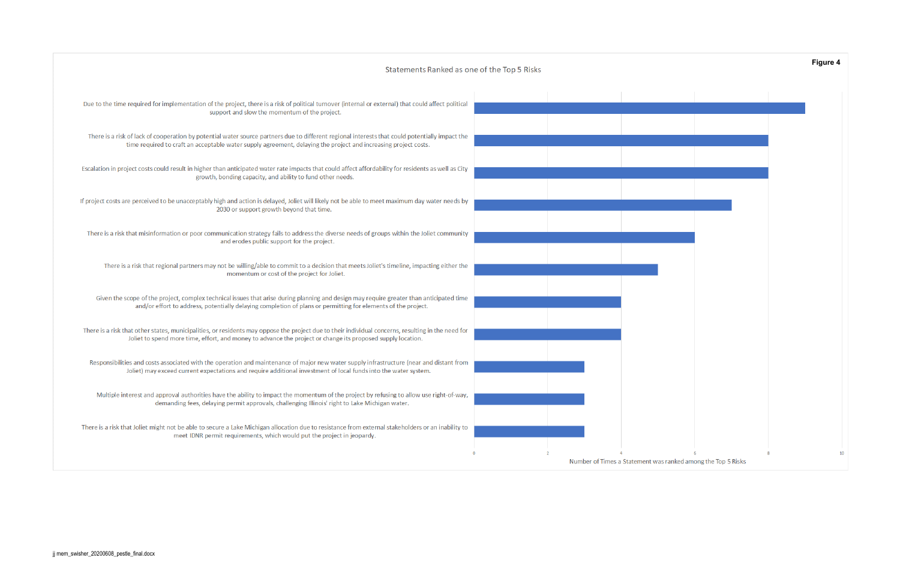**Figure 4**

Statements Ranked as one of the Top 5 Risks

| Statement | Number of Times a Statement was ranked among the Top 5 Risks |
|---|---|
| Due to the time required for implementation of the project, there is a risk of political turnover (internal or external) that could affect political support and slow the momentum of the project. | 9 |
| There is a risk of lack of cooperation by potential water source partners due to different regional interests that could potentially impact the time required to craft an acceptable water supply agreement, delaying the project and increasing project costs. | 8 |
| Escalation in project costs could result in higher than anticipated water rate impacts that could affect affordability for residents as well as City growth, bonding capacity, and ability to fund other needs. | 8 |
| If project costs are perceived to be unacceptably high and action is delayed, Joliet will likely not be able to meet maximum day water needs by 2030 or support growth beyond that time. | 7 |
| There is a risk that misinformation or poor communication strategy fails to address the diverse needs of groups within the Joliet community and erodes public support for the project. | 6 |
| There is a risk that regional partners may not be willing/able to commit to a decision that meets Joliet's timeline, impacting either the momentum or cost of the project for Joliet. | 5 |
| Given the scope of the project, complex technical issues that arise during planning and design may require greater than anticipated time and/or effort to address, potentially delaying completion of plans or permitting for elements of the project. | 4 |
| There is a risk that other states, municipalities, or residents may oppose the project due to their individual concerns, resulting in the need for Joliet to spend more time, effort, and money to advance the project or change its proposed supply location. | 4 |
| Responsibilities and costs associated with the operation and maintenance of major new water supply infrastructure (near and distant from Joliet) may exceed current expectations and require additional investment of local funds into the water system. | 3 |
| Multiple interest and approval authorities have the ability to impact the momentum of the project by refusing to allow use right-of-way, demanding fees, delaying permit approvals, challenging Illinois' right to Lake Michigan water. | 3 |
| There is a risk that Joliet might not be able to secure a Lake Michigan allocation due to resistance from external stakeholders or an inability to meet IDNR permit requirements, which would put the project in jeopardy. | 3 |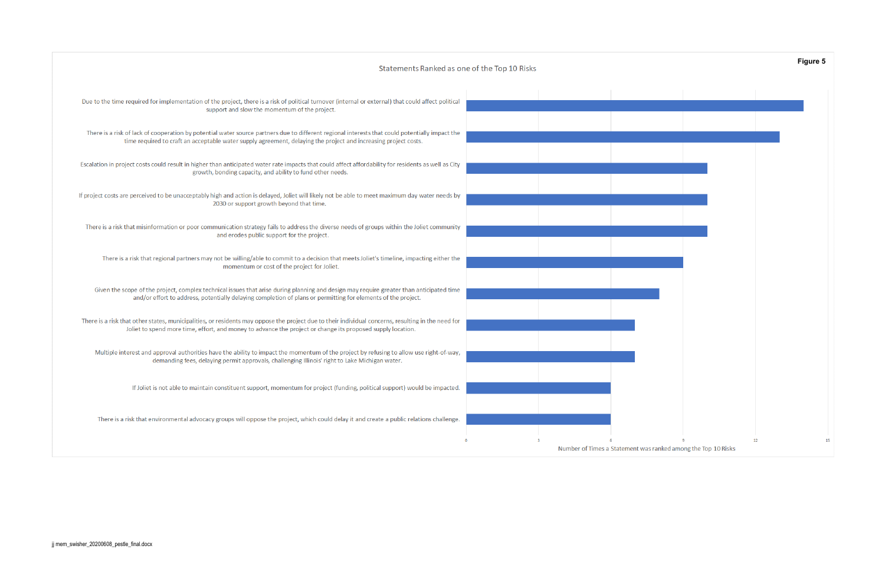Figure 5

Statements Ranked as one of the Top 10 Risks

Due to the time required for implementation of the project, there is a risk of political turnover (internal or external) that could affect political support and slow the momentum of the project.

There is a risk of lack of cooperation by potential water source partners due to different regional interests that could potentially impact the time required to craft an acceptable water supply agreement, delaying the project and increasing project costs.

Escalation in project costs could result in higher than anticipated water rate impacts that could affect affordability for residents as well as City growth, bonding capacity, and ability to fund other needs.

If project costs are perceived to be unacceptably high and action is delayed, Joliet will likely not be able to meet maximum day water needs by 2030 or support growth beyond that time.

There is a risk that misinformation or poor communication strategy fails to address the diverse needs of groups within the Joliet community and erodes public support for the project.

There is a risk that regional partners may not be willing/able to commit to a decision that meets Joliet's timeline, impacting either the momentum or cost of the project for Joliet.

Given the scope of the project, complex technical issues that arise during planning and design may require greater than anticipated time and/or effort to address, potentially delaying completion of plans or permitting for elements of the project.

There is a risk that other states, municipalities, or residents may oppose the project due to their individual concerns, resulting in the need for Joliet to spend more time, effort, and money to advance the project or change its proposed supply location.

Multiple interest and approval authorities have the ability to impact the momentum of the project by refusing to allow use right-of-way, demanding fees, delaying permit approvals, challenging Illinois' right to Lake Michigan water.

If Joliet is not able to maintain constituent support, momentum for project (funding, political support) would be impacted.

There is a risk that environmental advocacy groups will oppose the project, which could delay it and create a public relations challenge.

0 3 6 9 12 15

Number of Times a Statement was ranked among the Top 10 Risks

jj mem_swisher_20200608_pestle_final.docx